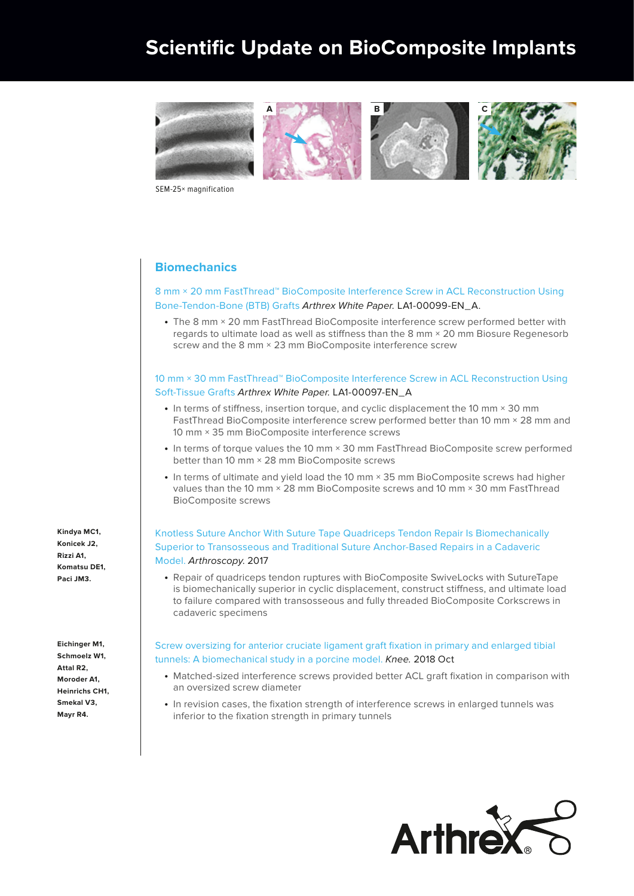# Scientific Update on BioComposite Implants

A B C

SEM-25× magnification

## Biomechanics

8 mm × 20 mm FastThread™ BioComposite Interference Screw in ACL Reconstruction Using Bone-Tendon-Bone (BTB) Grafts *Arthrex White Paper.* LA1-00099-EN_A.

- The 8 mm × 20 mm FastThread BioComposite interference screw performed better with regards to ultimate load as well as stiffness than the 8 mm × 20 mm Biosure Regenesorb screw and the 8 mm × 23 mm BioComposite interference screw

10 mm × 30 mm FastThread™ BioComposite Interference Screw in ACL Reconstruction Using Soft-Tissue Grafts *Arthrex White Paper.* LA1-00097-EN_A

- In terms of stiffness, insertion torque, and cyclic displacement the 10 mm × 30 mm FastThread BioComposite interference screw performed better than 10 mm × 28 mm and 10 mm × 35 mm BioComposite interference screws
- In terms of torque values the 10 mm × 30 mm FastThread BioComposite screw performed better than 10 mm × 28 mm BioComposite screws
- In terms of ultimate and yield load the 10 mm × 35 mm BioComposite screws had higher values than the 10 mm × 28 mm BioComposite screws and 10 mm × 30 mm FastThread BioComposite screws

**Kindya MC1, Konicek J2, Rizzi A1, Komatsu DE1, Paci JM3.**

Knotless Suture Anchor With Suture Tape Quadriceps Tendon Repair Is Biomechanically Superior to Transosseous and Traditional Suture Anchor-Based Repairs in a Cadaveric Model. *Arthroscopy.* 2017

- Repair of quadriceps tendon ruptures with BioComposite SwiveLocks with SutureTape is biomechanically superior in cyclic displacement, construct stiffness, and ultimate load to failure compared with transosseous and fully threaded BioComposite Corkscrews in cadaveric specimens

**Eichinger M1, Schmoelz W1, Attal R2, Moroder A1, Heinrichs CH1, Smekal V3, Mayr R4.**

Screw oversizing for anterior cruciate ligament graft fixation in primary and enlarged tibial tunnels: A biomechanical study in a porcine model. *Knee.* 2018 Oct

- Matched-sized interference screws provided better ACL graft fixation in comparison with an oversized screw diameter
- In revision cases, the fixation strength of interference screws in enlarged tunnels was inferior to the fixation strength in primary tunnels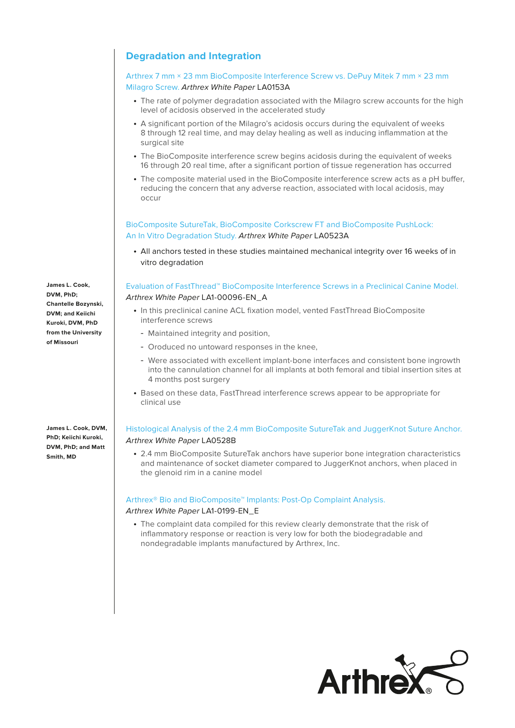## Degradation and Integration

Arthrex 7 mm × 23 mm BioComposite Interference Screw vs. DePuy Mitek 7 mm × 23 mm Milagro Screw. *Arthrex White Paper* LA0153A

- The rate of polymer degradation associated with the Milagro screw accounts for the high level of acidosis observed in the accelerated study
- A significant portion of the Milagro's acidosis occurs during the equivalent of weeks 8 through 12 real time, and may delay healing as well as inducing inflammation at the surgical site
- The BioComposite interference screw begins acidosis during the equivalent of weeks 16 through 20 real time, after a significant portion of tissue regeneration has occurred
- The composite material used in the BioComposite interference screw acts as a pH buffer, reducing the concern that any adverse reaction, associated with local acidosis, may occur

BioComposite SutureTak, BioComposite Corkscrew FT and BioComposite PushLock: An In Vitro Degradation Study. *Arthrex White Paper* LA0523A

- All anchors tested in these studies maintained mechanical integrity over 16 weeks of in vitro degradation

**James L. Cook, DVM, PhD; Chantelle Bozynski, DVM; and Keiichi Kuroki, DVM, PhD from the University of Missouri**

Evaluation of FastThread™ BioComposite Interference Screws in a Preclinical Canine Model. *Arthrex White Paper* LA1-00096-EN_A

- In this preclinical canine ACL fixation model, vented FastThread BioComposite interference screws
  - Maintained integrity and position,
  - Oroduced no untoward responses in the knee,
  - Were associated with excellent implant-bone interfaces and consistent bone ingrowth into the cannulation channel for all implants at both femoral and tibial insertion sites at 4 months post surgery
- Based on these data, FastThread interference screws appear to be appropriate for clinical use

**James L. Cook, DVM, PhD; Keiichi Kuroki, DVM, PhD; and Matt Smith, MD**

Histological Analysis of the 2.4 mm BioComposite SutureTak and JuggerKnot Suture Anchor. *Arthrex White Paper* LA0528B

- 2.4 mm BioComposite SutureTak anchors have superior bone integration characteristics and maintenance of socket diameter compared to JuggerKnot anchors, when placed in the glenoid rim in a canine model

Arthrex® Bio and BioComposite™ Implants: Post-Op Complaint Analysis. *Arthrex White Paper* LA1-0199-EN_E

- The complaint data compiled for this review clearly demonstrate that the risk of inflammatory response or reaction is very low for both the biodegradable and nondegradable implants manufactured by Arthrex, Inc.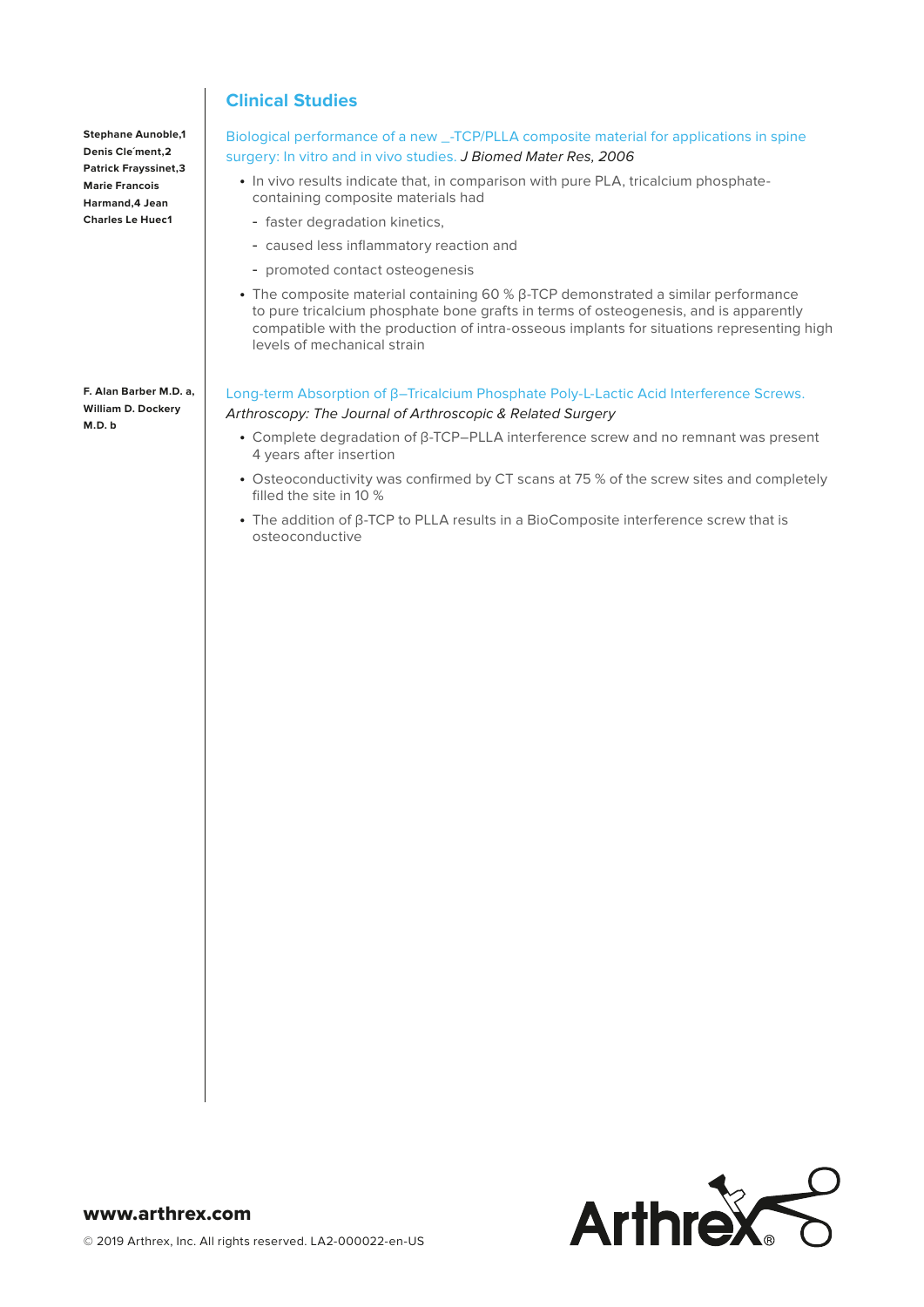## Clinical Studies

**Stephane Aunoble,1 Denis Cle´ment,2 Patrick Frayssinet,3 Marie Francois Harmand,4 Jean Charles Le Huec1**

Biological performance of a new _-TCP/PLLA composite material for applications in spine surgery: In vitro and in vivo studies. *J Biomed Mater Res, 2006*

- In vivo results indicate that, in comparison with pure PLA, tricalcium phosphate-containing composite materials had
  - faster degradation kinetics,
  - caused less inflammatory reaction and
  - promoted contact osteogenesis
- The composite material containing 60 % β-TCP demonstrated a similar performance to pure tricalcium phosphate bone grafts in terms of osteogenesis, and is apparently compatible with the production of intra-osseous implants for situations representing high levels of mechanical strain

**F. Alan Barber M.D. a, William D. Dockery M.D. b**

Long-term Absorption of β–Tricalcium Phosphate Poly-L-Lactic Acid Interference Screws. *Arthroscopy: The Journal of Arthroscopic & Related Surgery*

- Complete degradation of β-TCP–PLLA interference screw and no remnant was present 4 years after insertion
- Osteoconductivity was confirmed by CT scans at 75 % of the screw sites and completely filled the site in 10 %
- The addition of β-TCP to PLLA results in a BioComposite interference screw that is osteoconductive

**www.arthrex.com**

© 2019 Arthrex, Inc. All rights reserved. LA2-000022-en-US